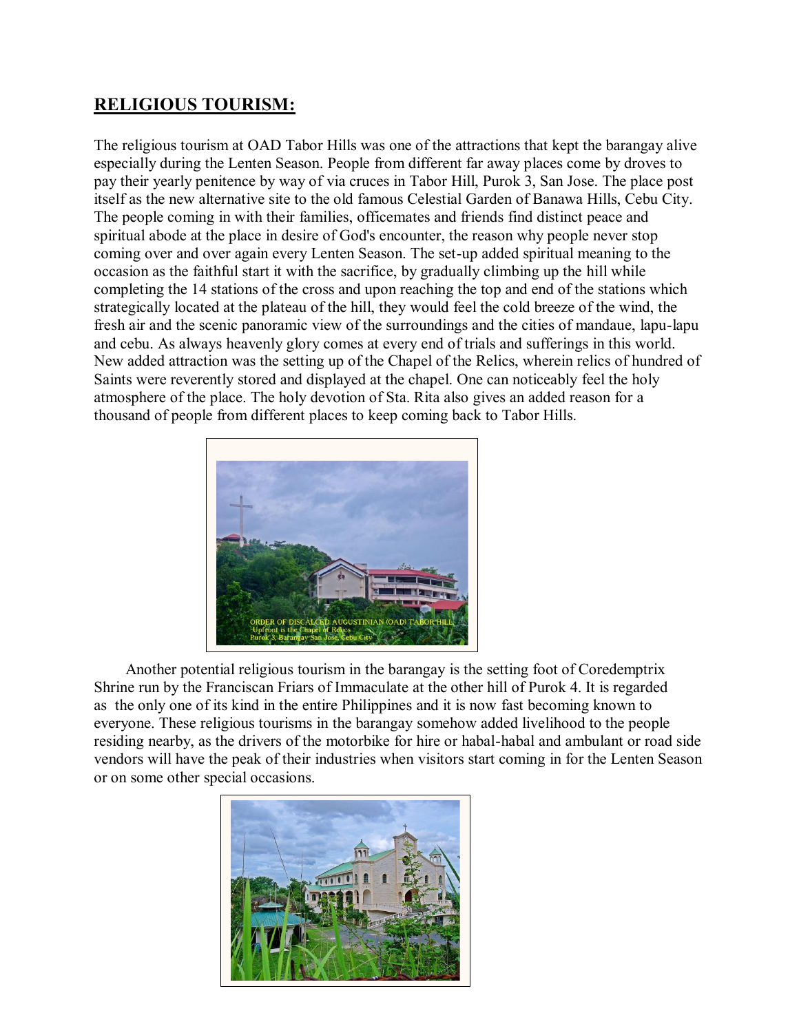## **RELIGIOUS TOURISM:**

The religious tourism at OAD Tabor Hills was one of the attractions that kept the barangay alive especially during the Lenten Season. People from different far away places come by droves to pay their yearly penitence by way of via cruces in Tabor Hill, Purok 3, San Jose. The place post itself as the new alternative site to the old famous Celestial Garden of Banawa Hills, Cebu City. The people coming in with their families, officemates and friends find distinct peace and spiritual abode at the place in desire of God's encounter, the reason why people never stop coming over and over again every Lenten Season. The set-up added spiritual meaning to the occasion as the faithful start it with the sacrifice, by gradually climbing up the hill while completing the 14 stations of the cross and upon reaching the top and end of the stations which strategically located at the plateau of the hill, they would feel the cold breeze of the wind, the fresh air and the scenic panoramic view of the surroundings and the cities of mandaue, lapu-lapu and cebu. As always heavenly glory comes at every end of trials and sufferings in this world. New added attraction was the setting up of the Chapel of the Relics, wherein relics of hundred of Saints were reverently stored and displayed at the chapel. One can noticeably feel the holy atmosphere of the place. The holy devotion of Sta. Rita also gives an added reason for a thousand of people from different places to keep coming back to Tabor Hills.

ORDER OF DISCALCED AUGUSTINIAN (OAD) TABOR HILL
Upfront is the Chapel of Relics
Purok 3, Barangay San Jose, Cebu City

Another potential religious tourism in the barangay is the setting foot of Coredemptrix Shrine run by the Franciscan Friars of Immaculate at the other hill of Purok 4. It is regarded as the only one of its kind in the entire Philippines and it is now fast becoming known to everyone. These religious tourisms in the barangay somehow added livelihood to the people residing nearby, as the drivers of the motorbike for hire or habal-habal and ambulant or road side vendors will have the peak of their industries when visitors start coming in for the Lenten Season or on some other special occasions.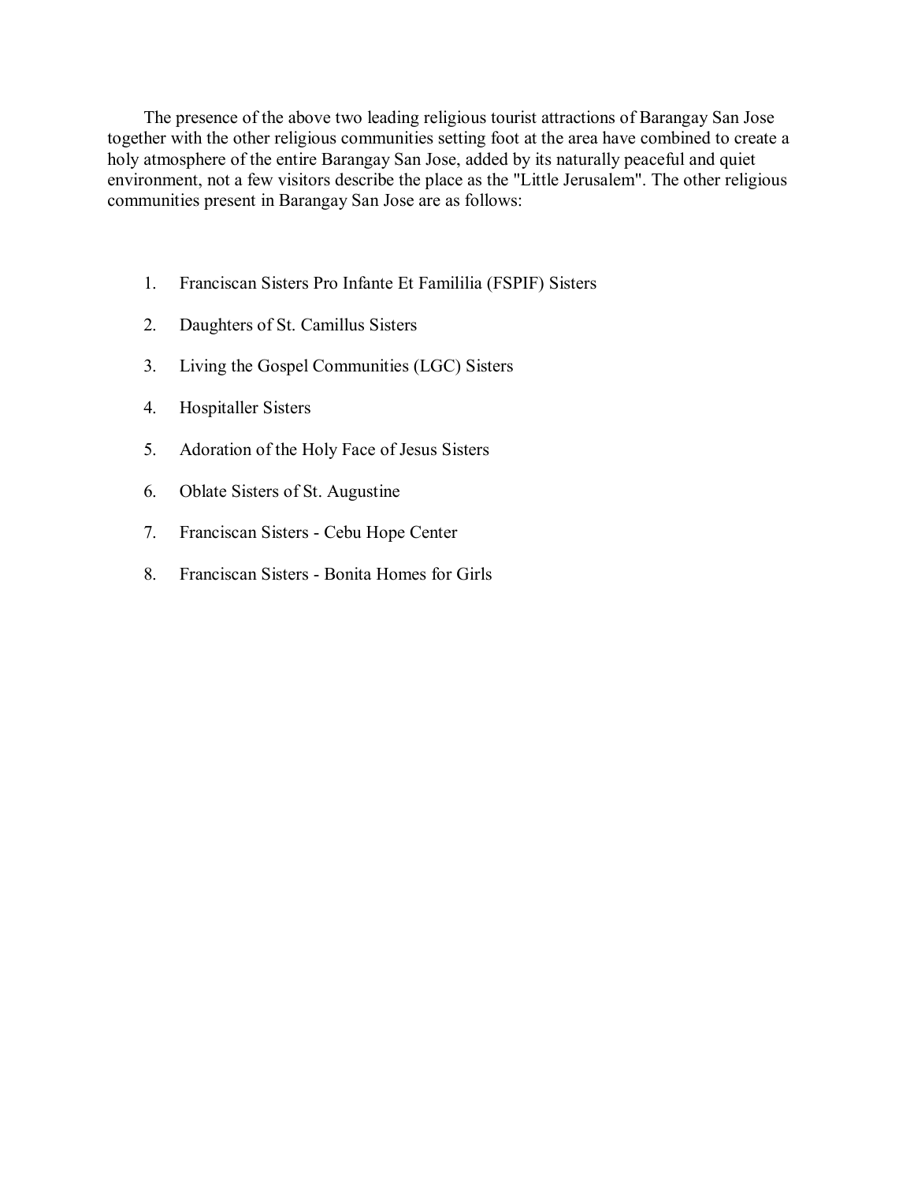The presence of the above two leading religious tourist attractions of Barangay San Jose together with the other religious communities setting foot at the area have combined to create a holy atmosphere of the entire Barangay San Jose, added by its naturally peaceful and quiet environment, not a few visitors describe the place as the "Little Jerusalem". The other religious communities present in Barangay San Jose are as follows:

1. Franciscan Sisters Pro Infante Et Famililia (FSPIF) Sisters
2. Daughters of St. Camillus Sisters
3. Living the Gospel Communities (LGC) Sisters
4. Hospitaller Sisters
5. Adoration of the Holy Face of Jesus Sisters
6. Oblate Sisters of St. Augustine
7. Franciscan Sisters - Cebu Hope Center
8. Franciscan Sisters - Bonita Homes for Girls